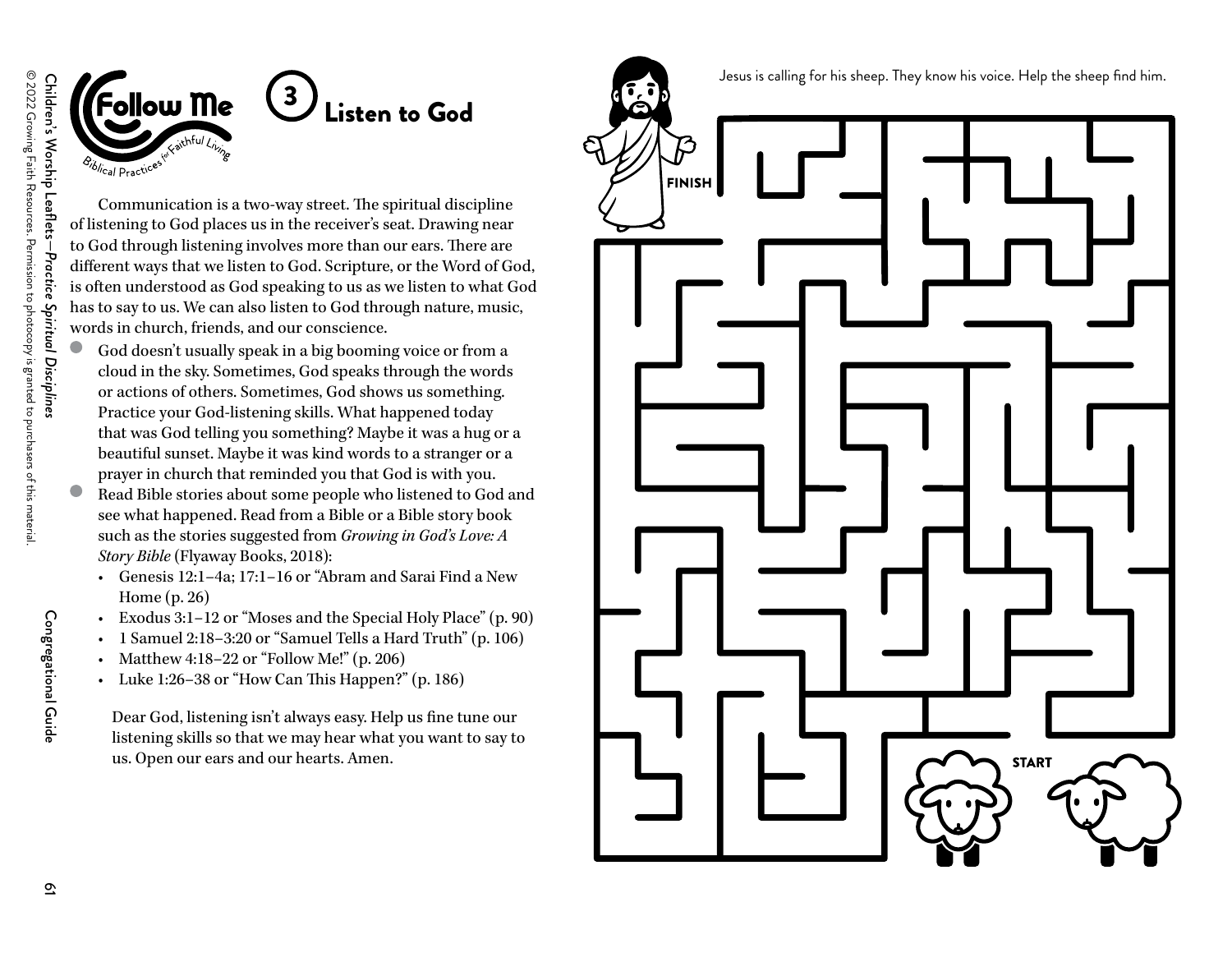## Follow Me

*Biblical Practices for Faithful Living*

# ③ Listen to God

Communication is a two-way street. The spiritual discipline of listening to God places us in the receiver's seat. Drawing near to God through listening involves more than our ears. There are different ways that we listen to God. Scripture, or the Word of God, is often understood as God speaking to us as we listen to what God has to say to us. We can also listen to God through nature, music, words in church, friends, and our conscience.

- God doesn't usually speak in a big booming voice or from a cloud in the sky. Sometimes, God speaks through the words or actions of others. Sometimes, God shows us something. Practice your God-listening skills. What happened today that was God telling you something? Maybe it was a hug or a beautiful sunset. Maybe it was kind words to a stranger or a prayer in church that reminded you that God is with you.
- Read Bible stories about some people who listened to God and see what happened. Read from a Bible or a Bible story book such as the stories suggested from *Growing in God's Love: A Story Bible* (Flyaway Books, 2018):
  - Genesis 12:1–4a; 17:1–16 or "Abram and Sarai Find a New Home (p. 26)
  - Exodus 3:1–12 or "Moses and the Special Holy Place" (p. 90)
  - 1 Samuel 2:18–3:20 or "Samuel Tells a Hard Truth" (p. 106)
  - Matthew 4:18–22 or "Follow Me!" (p. 206)
  - Luke 1:26–38 or "How Can This Happen?" (p. 186)

Dear God, listening isn't always easy. Help us fine tune our listening skills so that we may hear what you want to say to us. Open our ears and our hearts. Amen.

Jesus is calling for his sheep. They know his voice. Help the sheep find him.

FINISH

START

Children's Worship Leaflets—*Practice Spiritual Disciplines*

© 2022 Growing Faith Resources. Permission to photocopy is granted to purchasers of this material.

Congregational Guide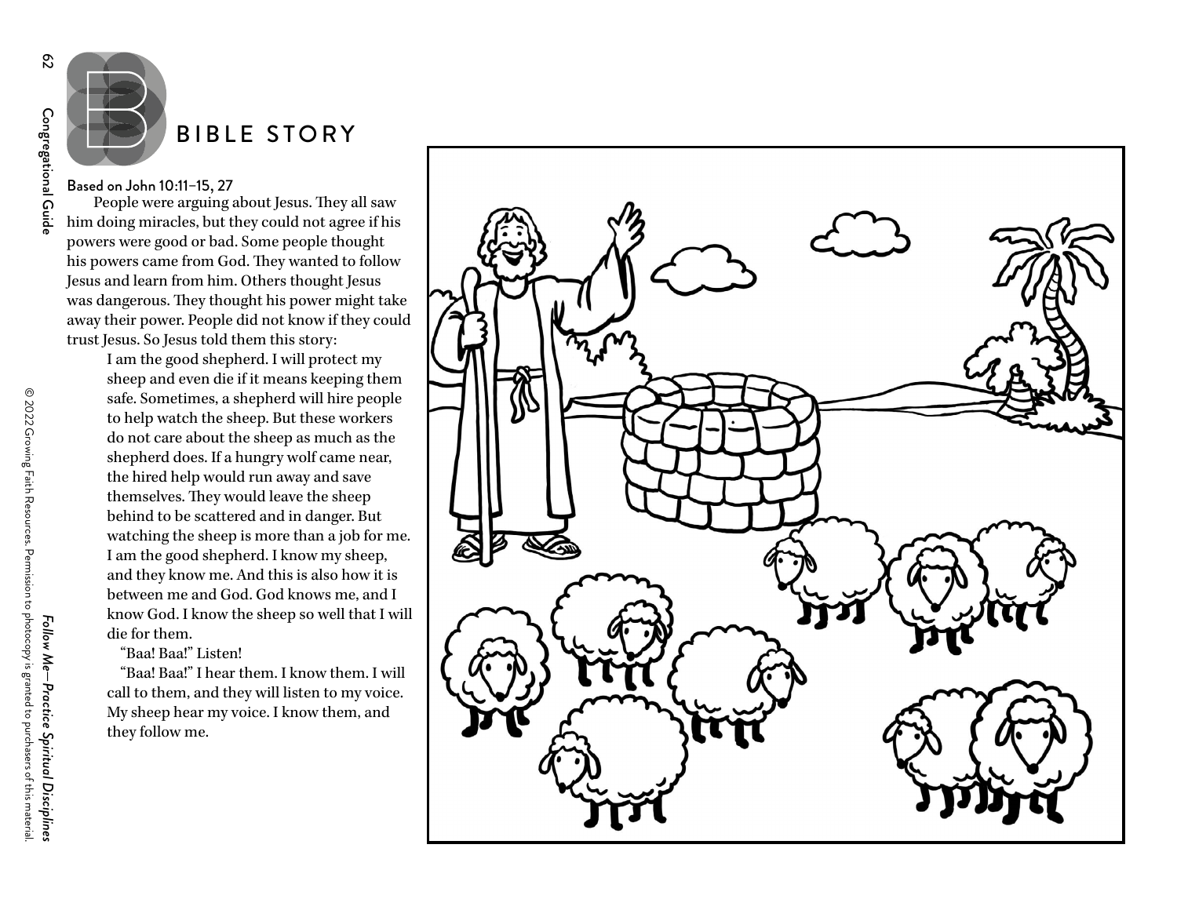# BIBLE STORY

Based on John 10:11–15, 27

People were arguing about Jesus. They all saw him doing miracles, but they could not agree if his powers were good or bad. Some people thought his powers came from God. They wanted to follow Jesus and learn from him. Others thought Jesus was dangerous. They thought his power might take away their power. People did not know if they could trust Jesus. So Jesus told them this story:

> I am the good shepherd. I will protect my sheep and even die if it means keeping them safe. Sometimes, a shepherd will hire people to help watch the sheep. But these workers do not care about the sheep as much as the shepherd does. If a hungry wolf came near, the hired help would run away and save themselves. They would leave the sheep behind to be scattered and in danger. But watching the sheep is more than a job for me. I am the good shepherd. I know my sheep, and they know me. And this is also how it is between me and God. God knows me, and I know God. I know the sheep so well that I will die for them.
>
> "Baa! Baa!" Listen!
>
> "Baa! Baa!" I hear them. I know them. I will call to them, and they will listen to my voice. My sheep hear my voice. I know them, and they follow me.

© 2022 Growing Faith Resources. Permission to photocopy is granted to purchasers of this material.